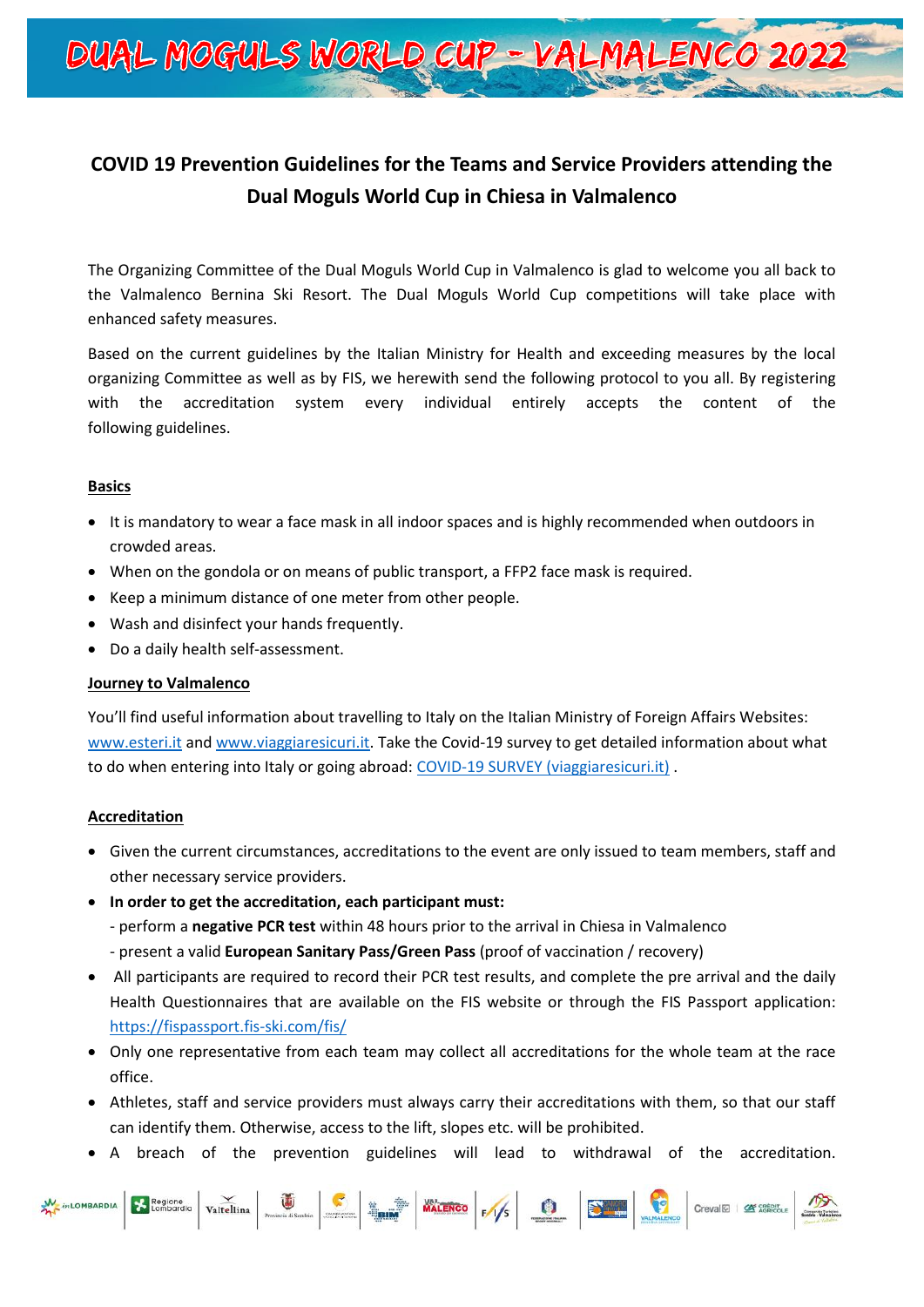# DUAL MOGULS WORLD CUP – VALMALENCO 2022

## COVID 19 Prevention Guidelines for the Teams and Service Providers attending the Dual Moguls World Cup in Chiesa in Valmalenco

The Organizing Committee of the Dual Moguls World Cup in Valmalenco is glad to welcome you all back to the Valmalenco Bernina Ski Resort. The Dual Moguls World Cup competitions will take place with enhanced safety measures.

Based on the current guidelines by the Italian Ministry for Health and exceeding measures by the local organizing Committee as well as by FIS, we herewith send the following protocol to you all. By registering with the accreditation system every individual entirely accepts the content of the following guidelines.

### Basics

- It is mandatory to wear a face mask in all indoor spaces and is highly recommended when outdoors in crowded areas.
- When on the gondola or on means of public transport, a FFP2 face mask is required.
- Keep a minimum distance of one meter from other people.
- Wash and disinfect your hands frequently.
- Do a daily health self-assessment.

### Journey to Valmalenco

You'll find useful information about travelling to Italy on the Italian Ministry of Foreign Affairs Websites: www.esteri.it and www.viaggiaresicuri.it. Take the Covid-19 survey to get detailed information about what to do when entering into Italy or going abroad: COVID-19 SURVEY (viaggiaresicuri.it) .

### Accreditation

- Given the current circumstances, accreditations to the event are only issued to team members, staff and other necessary service providers.
- **In order to get the accreditation, each participant must:**
  - perform a **negative PCR test** within 48 hours prior to the arrival in Chiesa in Valmalenco
  - present a valid **European Sanitary Pass/Green Pass** (proof of vaccination / recovery)
- All participants are required to record their PCR test results, and complete the pre arrival and the daily Health Questionnaires that are available on the FIS website or through the FIS Passport application: https://fispassport.fis-ski.com/fis/
- Only one representative from each team may collect all accreditations for the whole team at the race office.
- Athletes, staff and service providers must always carry their accreditations with them, so that our staff can identify them. Otherwise, access to the lift, slopes etc. will be prohibited.
- A breach of the prevention guidelines will lead to withdrawal of the accreditation.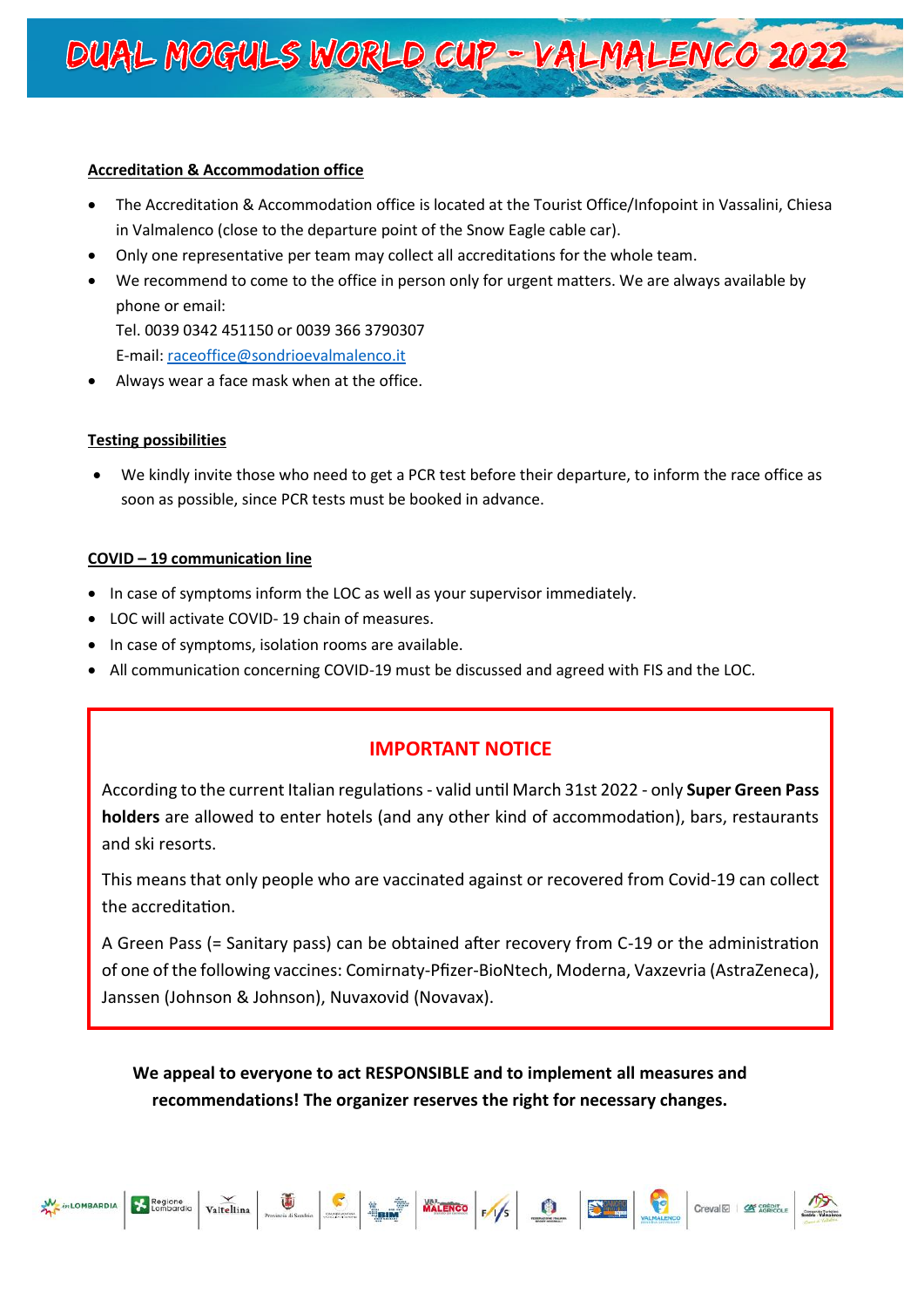# DUAL MOGULS WORLD CUP - VALMALENCO 2022

**Accreditation & Accommodation office**

- The Accreditation & Accommodation office is located at the Tourist Office/Infopoint in Vassalini, Chiesa in Valmalenco (close to the departure point of the Snow Eagle cable car).
- Only one representative per team may collect all accreditations for the whole team.
- We recommend to come to the office in person only for urgent matters. We are always available by phone or email:
  Tel. 0039 0342 451150 or 0039 366 3790307
  E-mail: raceoffice@sondrioevalmalenco.it
- Always wear a face mask when at the office.

**Testing possibilities**

- We kindly invite those who need to get a PCR test before their departure, to inform the race office as soon as possible, since PCR tests must be booked in advance.

**COVID – 19 communication line**

- In case of symptoms inform the LOC as well as your supervisor immediately.
- LOC will activate COVID- 19 chain of measures.
- In case of symptoms, isolation rooms are available.
- All communication concerning COVID-19 must be discussed and agreed with FIS and the LOC.

## IMPORTANT NOTICE

According to the current Italian regulations - valid until March 31st 2022 - only **Super Green Pass holders** are allowed to enter hotels (and any other kind of accommodation), bars, restaurants and ski resorts.

This means that only people who are vaccinated against or recovered from Covid-19 can collect the accreditation.

A Green Pass (= Sanitary pass) can be obtained after recovery from C-19 or the administration of one of the following vaccines: Comirnaty-Pfizer-BioNtech, Moderna, Vaxzevria (AstraZeneca), Janssen (Johnson & Johnson), Nuvaxovid (Novavax).

**We appeal to everyone to act RESPONSIBLE and to implement all measures and recommendations! The organizer reserves the right for necessary changes.**